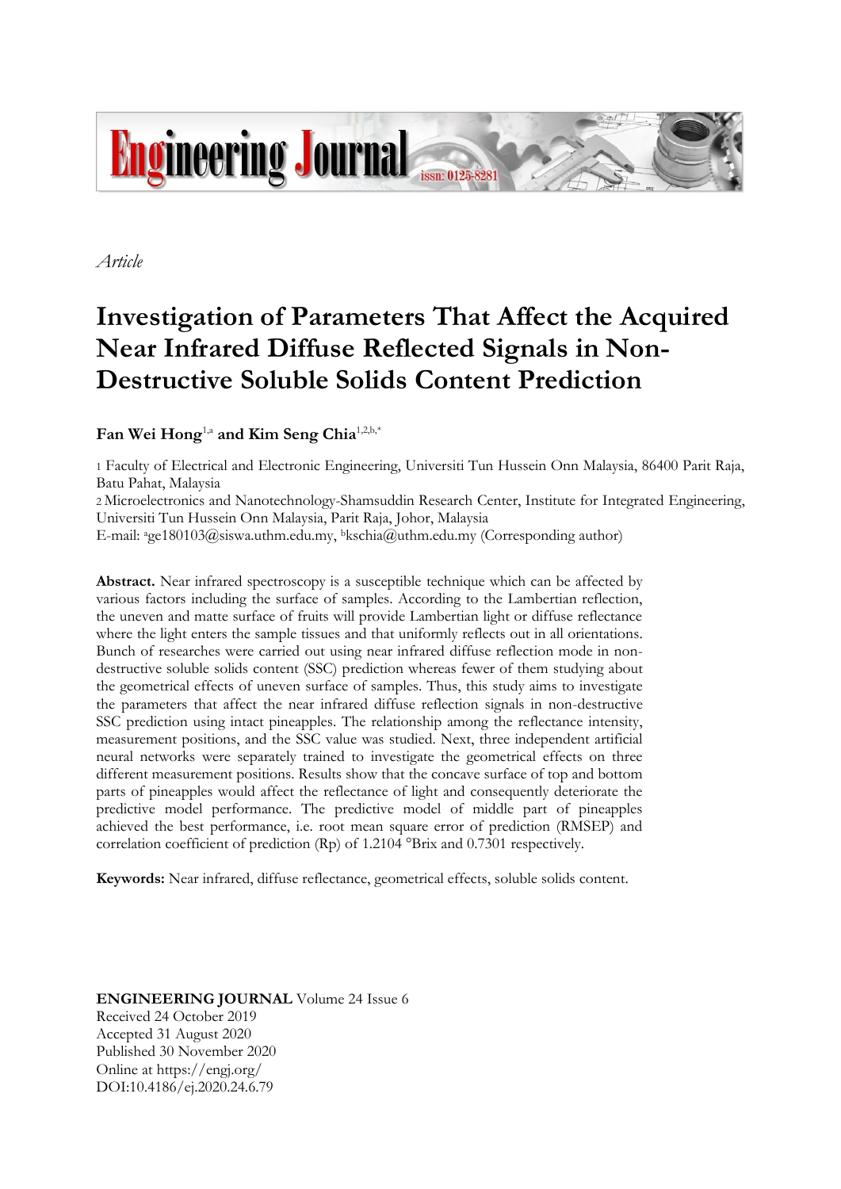*Article*

# Investigation of Parameters That Affect the Acquired Near Infrared Diffuse Reflected Signals in Non-Destructive Soluble Solids Content Prediction

**Fan Wei Hong**[1,a] **and Kim Seng Chia**[1,2,b,*]

1 Faculty of Electrical and Electronic Engineering, Universiti Tun Hussein Onn Malaysia, 86400 Parit Raja, Batu Pahat, Malaysia
2 Microelectronics and Nanotechnology-Shamsuddin Research Center, Institute for Integrated Engineering, Universiti Tun Hussein Onn Malaysia, Parit Raja, Johor, Malaysia
E-mail: [a]ge180103@siswa.uthm.edu.my, [b]kschia@uthm.edu.my (Corresponding author)

**Abstract.** Near infrared spectroscopy is a susceptible technique which can be affected by various factors including the surface of samples. According to the Lambertian reflection, the uneven and matte surface of fruits will provide Lambertian light or diffuse reflectance where the light enters the sample tissues and that uniformly reflects out in all orientations. Bunch of researches were carried out using near infrared diffuse reflection mode in non-destructive soluble solids content (SSC) prediction whereas fewer of them studying about the geometrical effects of uneven surface of samples. Thus, this study aims to investigate the parameters that affect the near infrared diffuse reflection signals in non-destructive SSC prediction using intact pineapples. The relationship among the reflectance intensity, measurement positions, and the SSC value was studied. Next, three independent artificial neural networks were separately trained to investigate the geometrical effects on three different measurement positions. Results show that the concave surface of top and bottom parts of pineapples would affect the reflectance of light and consequently deteriorate the predictive model performance. The predictive model of middle part of pineapples achieved the best performance, i.e. root mean square error of prediction (RMSEP) and correlation coefficient of prediction (Rp) of 1.2104 °Brix and 0.7301 respectively.

**Keywords:** Near infrared, diffuse reflectance, geometrical effects, soluble solids content.

**ENGINEERING JOURNAL** Volume 24 Issue 6
Received 24 October 2019
Accepted 31 August 2020
Published 30 November 2020
Online at https://engj.org/
DOI:10.4186/ej.2020.24.6.79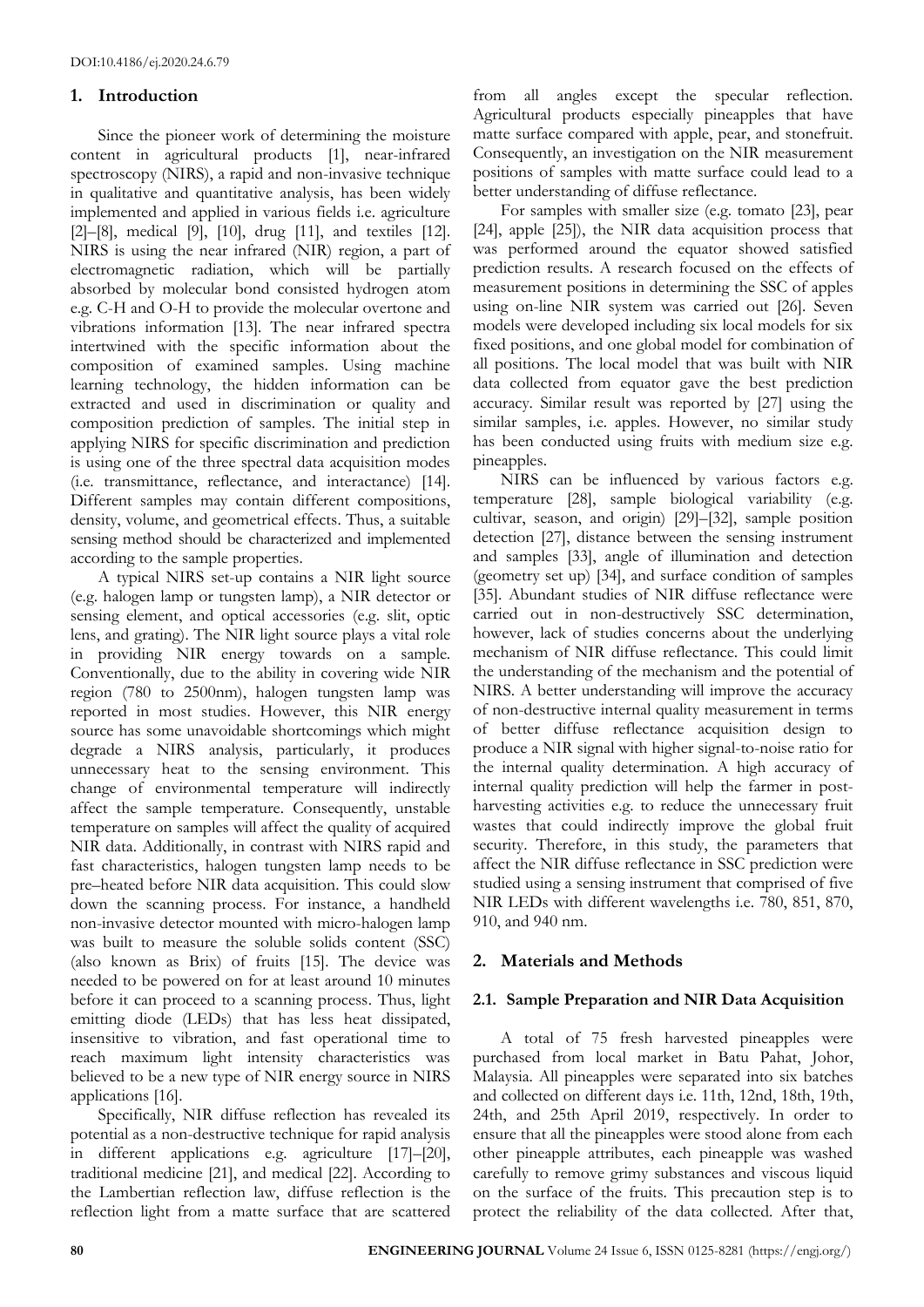## 1. Introduction

Since the pioneer work of determining the moisture content in agricultural products [1], near-infrared spectroscopy (NIRS), a rapid and non-invasive technique in qualitative and quantitative analysis, has been widely implemented and applied in various fields i.e. agriculture [2]–[8], medical [9], [10], drug [11], and textiles [12]. NIRS is using the near infrared (NIR) region, a part of electromagnetic radiation, which will be partially absorbed by molecular bond consisted hydrogen atom e.g. C-H and O-H to provide the molecular overtone and vibrations information [13]. The near infrared spectra intertwined with the specific information about the composition of examined samples. Using machine learning technology, the hidden information can be extracted and used in discrimination or quality and composition prediction of samples. The initial step in applying NIRS for specific discrimination and prediction is using one of the three spectral data acquisition modes (i.e. transmittance, reflectance, and interactance) [14]. Different samples may contain different compositions, density, volume, and geometrical effects. Thus, a suitable sensing method should be characterized and implemented according to the sample properties.

A typical NIRS set-up contains a NIR light source (e.g. halogen lamp or tungsten lamp), a NIR detector or sensing element, and optical accessories (e.g. slit, optic lens, and grating). The NIR light source plays a vital role in providing NIR energy towards on a sample. Conventionally, due to the ability in covering wide NIR region (780 to 2500nm), halogen tungsten lamp was reported in most studies. However, this NIR energy source has some unavoidable shortcomings which might degrade a NIRS analysis, particularly, it produces unnecessary heat to the sensing environment. This change of environmental temperature will indirectly affect the sample temperature. Consequently, unstable temperature on samples will affect the quality of acquired NIR data. Additionally, in contrast with NIRS rapid and fast characteristics, halogen tungsten lamp needs to be pre–heated before NIR data acquisition. This could slow down the scanning process. For instance, a handheld non-invasive detector mounted with micro-halogen lamp was built to measure the soluble solids content (SSC) (also known as Brix) of fruits [15]. The device was needed to be powered on for at least around 10 minutes before it can proceed to a scanning process. Thus, light emitting diode (LEDs) that has less heat dissipated, insensitive to vibration, and fast operational time to reach maximum light intensity characteristics was believed to be a new type of NIR energy source in NIRS applications [16].

Specifically, NIR diffuse reflection has revealed its potential as a non-destructive technique for rapid analysis in different applications e.g. agriculture [17]–[20], traditional medicine [21], and medical [22]. According to the Lambertian reflection law, diffuse reflection is the reflection light from a matte surface that are scattered from all angles except the specular reflection. Agricultural products especially pineapples that have matte surface compared with apple, pear, and stonefruit. Consequently, an investigation on the NIR measurement positions of samples with matte surface could lead to a better understanding of diffuse reflectance.

For samples with smaller size (e.g. tomato [23], pear [24], apple [25]), the NIR data acquisition process that was performed around the equator showed satisfied prediction results. A research focused on the effects of measurement positions in determining the SSC of apples using on-line NIR system was carried out [26]. Seven models were developed including six local models for six fixed positions, and one global model for combination of all positions. The local model that was built with NIR data collected from equator gave the best prediction accuracy. Similar result was reported by [27] using the similar samples, i.e. apples. However, no similar study has been conducted using fruits with medium size e.g. pineapples.

NIRS can be influenced by various factors e.g. temperature [28], sample biological variability (e.g. cultivar, season, and origin) [29]–[32], sample position detection [27], distance between the sensing instrument and samples [33], angle of illumination and detection (geometry set up) [34], and surface condition of samples [35]. Abundant studies of NIR diffuse reflectance were carried out in non-destructively SSC determination, however, lack of studies concerns about the underlying mechanism of NIR diffuse reflectance. This could limit the understanding of the mechanism and the potential of NIRS. A better understanding will improve the accuracy of non-destructive internal quality measurement in terms of better diffuse reflectance acquisition design to produce a NIR signal with higher signal-to-noise ratio for the internal quality determination. A high accuracy of internal quality prediction will help the farmer in post-harvesting activities e.g. to reduce the unnecessary fruit wastes that could indirectly improve the global fruit security. Therefore, in this study, the parameters that affect the NIR diffuse reflectance in SSC prediction were studied using a sensing instrument that comprised of five NIR LEDs with different wavelengths i.e. 780, 851, 870, 910, and 940 nm.

## 2. Materials and Methods

### 2.1. Sample Preparation and NIR Data Acquisition

A total of 75 fresh harvested pineapples were purchased from local market in Batu Pahat, Johor, Malaysia. All pineapples were separated into six batches and collected on different days i.e. 11th, 12nd, 18th, 19th, 24th, and 25th April 2019, respectively. In order to ensure that all the pineapples were stood alone from each other pineapple attributes, each pineapple was washed carefully to remove grimy substances and viscous liquid on the surface of the fruits. This precaution step is to protect the reliability of the data collected. After that,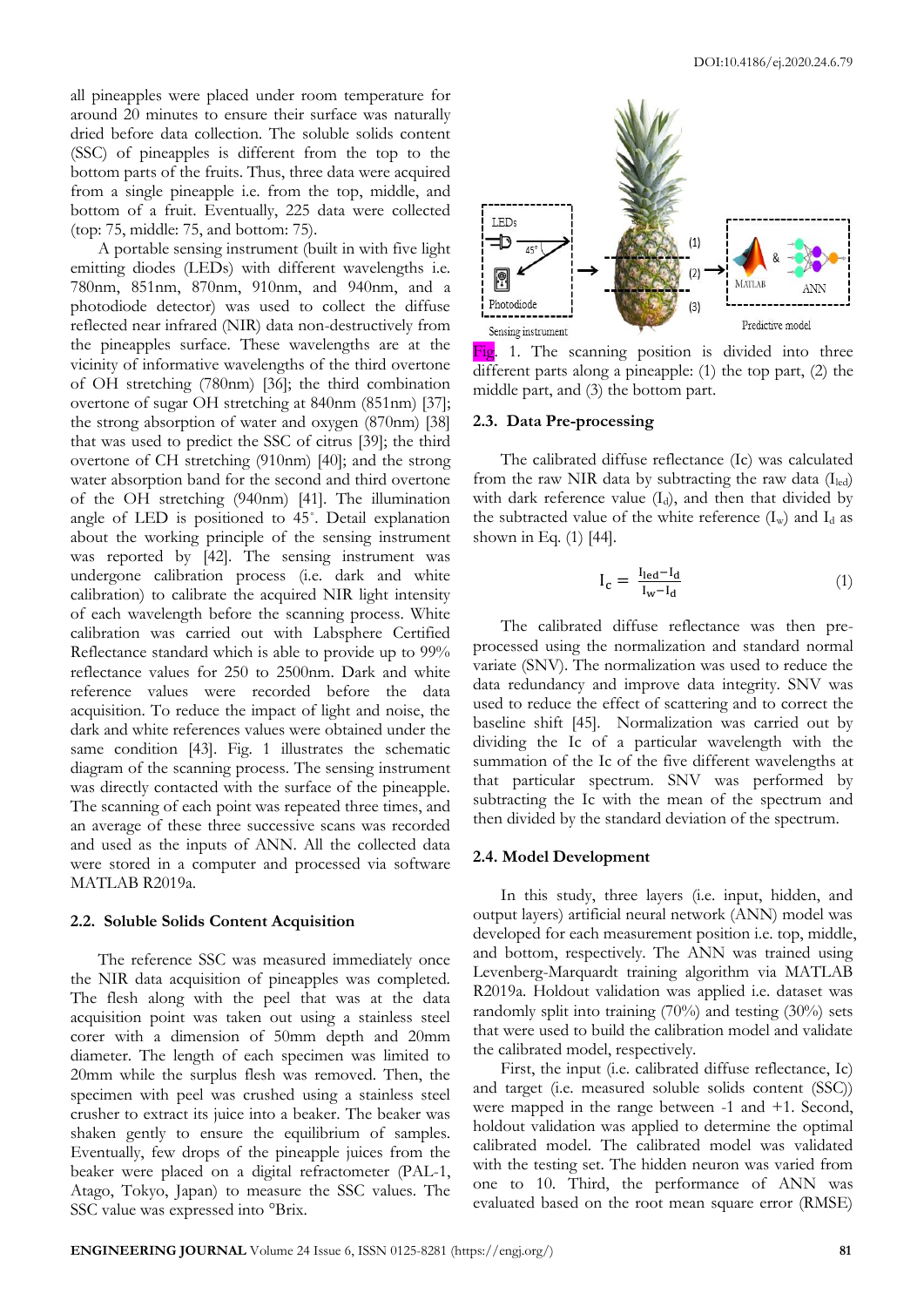all pineapples were placed under room temperature for around 20 minutes to ensure their surface was naturally dried before data collection. The soluble solids content (SSC) of pineapples is different from the top to the bottom parts of the fruits. Thus, three data were acquired from a single pineapple i.e. from the top, middle, and bottom of a fruit. Eventually, 225 data were collected (top: 75, middle: 75, and bottom: 75).

A portable sensing instrument (built in with five light emitting diodes (LEDs) with different wavelengths i.e. 780nm, 851nm, 870nm, 910nm, and 940nm, and a photodiode detector) was used to collect the diffuse reflected near infrared (NIR) data non-destructively from the pineapples surface. These wavelengths are at the vicinity of informative wavelengths of the third overtone of OH stretching (780nm) [36]; the third combination overtone of sugar OH stretching at 840nm (851nm) [37]; the strong absorption of water and oxygen (870nm) [38] that was used to predict the SSC of citrus [39]; the third overtone of CH stretching (910nm) [40]; and the strong water absorption band for the second and third overtone of the OH stretching (940nm) [41]. The illumination angle of LED is positioned to 45˚. Detail explanation about the working principle of the sensing instrument was reported by [42]. The sensing instrument was undergone calibration process (i.e. dark and white calibration) to calibrate the acquired NIR light intensity of each wavelength before the scanning process. White calibration was carried out with Labsphere Certified Reflectance standard which is able to provide up to 99% reflectance values for 250 to 2500nm. Dark and white reference values were recorded before the data acquisition. To reduce the impact of light and noise, the dark and white references values were obtained under the same condition [43]. Fig. 1 illustrates the schematic diagram of the scanning process. The sensing instrument was directly contacted with the surface of the pineapple. The scanning of each point was repeated three times, and an average of these three successive scans was recorded and used as the inputs of ANN. All the collected data were stored in a computer and processed via software MATLAB R2019a.

### 2.2. Soluble Solids Content Acquisition

The reference SSC was measured immediately once the NIR data acquisition of pineapples was completed. The flesh along with the peel that was at the data acquisition point was taken out using a stainless steel corer with a dimension of 50mm depth and 20mm diameter. The length of each specimen was limited to 20mm while the surplus flesh was removed. Then, the specimen with peel was crushed using a stainless steel crusher to extract its juice into a beaker. The beaker was shaken gently to ensure the equilibrium of samples. Eventually, few drops of the pineapple juices from the beaker were placed on a digital refractometer (PAL-1, Atago, Tokyo, Japan) to measure the SSC values. The SSC value was expressed into °Brix.

Fig. 1. The scanning position is divided into three different parts along a pineapple: (1) the top part, (2) the middle part, and (3) the bottom part.

### 2.3. Data Pre-processing

The calibrated diffuse reflectance (Ic) was calculated from the raw NIR data by subtracting the raw data ($I_{led}$) with dark reference value ($I_d$), and then that divided by the subtracted value of the white reference ($I_w$) and $I_d$ as shown in Eq. (1) [44].

$$I_c = \frac{I_{led} - I_d}{I_w - I_d} \tag{1}$$

The calibrated diffuse reflectance was then pre-processed using the normalization and standard normal variate (SNV). The normalization was used to reduce the data redundancy and improve data integrity. SNV was used to reduce the effect of scattering and to correct the baseline shift [45]. Normalization was carried out by dividing the Ic of a particular wavelength with the summation of the Ic of the five different wavelengths at that particular spectrum. SNV was performed by subtracting the Ic with the mean of the spectrum and then divided by the standard deviation of the spectrum.

### 2.4. Model Development

In this study, three layers (i.e. input, hidden, and output layers) artificial neural network (ANN) model was developed for each measurement position i.e. top, middle, and bottom, respectively. The ANN was trained using Levenberg-Marquardt training algorithm via MATLAB R2019a. Holdout validation was applied i.e. dataset was randomly split into training (70%) and testing (30%) sets that were used to build the calibration model and validate the calibrated model, respectively.

First, the input (i.e. calibrated diffuse reflectance, Ic) and target (i.e. measured soluble solids content (SSC)) were mapped in the range between -1 and +1. Second, holdout validation was applied to determine the optimal calibrated model. The calibrated model was validated with the testing set. The hidden neuron was varied from one to 10. Third, the performance of ANN was evaluated based on the root mean square error (RMSE)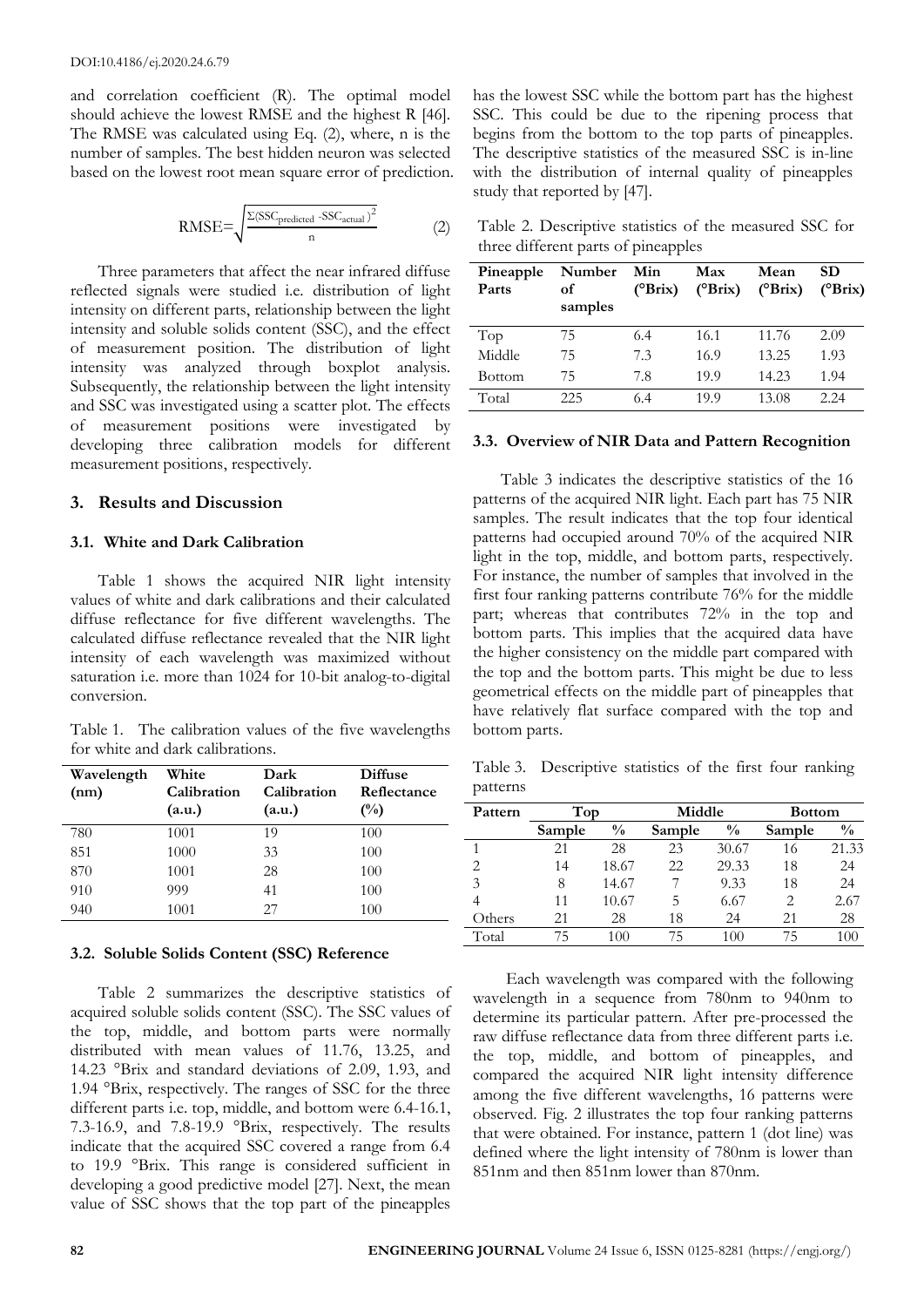and correlation coefficient (R). The optimal model should achieve the lowest RMSE and the highest R [46]. The RMSE was calculated using Eq. (2), where, n is the number of samples. The best hidden neuron was selected based on the lowest root mean square error of prediction.

$$\text{RMSE}=\sqrt{\frac{\Sigma(\text{SSC}_{\text{predicted}}-\text{SSC}_{\text{actual}})^2}{n}} \tag{2}$$

Three parameters that affect the near infrared diffuse reflected signals were studied i.e. distribution of light intensity on different parts, relationship between the light intensity and soluble solids content (SSC), and the effect of measurement position. The distribution of light intensity was analyzed through boxplot analysis. Subsequently, the relationship between the light intensity and SSC was investigated using a scatter plot. The effects of measurement positions were investigated by developing three calibration models for different measurement positions, respectively.

## 3. Results and Discussion

### 3.1. White and Dark Calibration

Table 1 shows the acquired NIR light intensity values of white and dark calibrations and their calculated diffuse reflectance for five different wavelengths. The calculated diffuse reflectance revealed that the NIR light intensity of each wavelength was maximized without saturation i.e. more than 1024 for 10-bit analog-to-digital conversion.

Table 1. The calibration values of the five wavelengths for white and dark calibrations.

| Wavelength (nm) | White Calibration (a.u.) | Dark Calibration (a.u.) | Diffuse Reflectance (%) |
|---|---|---|---|
| 780 | 1001 | 19 | 100 |
| 851 | 1000 | 33 | 100 |
| 870 | 1001 | 28 | 100 |
| 910 | 999 | 41 | 100 |
| 940 | 1001 | 27 | 100 |

### 3.2. Soluble Solids Content (SSC) Reference

Table 2 summarizes the descriptive statistics of acquired soluble solids content (SSC). The SSC values of the top, middle, and bottom parts were normally distributed with mean values of 11.76, 13.25, and 14.23 °Brix and standard deviations of 2.09, 1.93, and 1.94 °Brix, respectively. The ranges of SSC for the three different parts i.e. top, middle, and bottom were 6.4-16.1, 7.3-16.9, and 7.8-19.9 °Brix, respectively. The results indicate that the acquired SSC covered a range from 6.4 to 19.9 °Brix. This range is considered sufficient in developing a good predictive model [27]. Next, the mean value of SSC shows that the top part of the pineapples has the lowest SSC while the bottom part has the highest SSC. This could be due to the ripening process that begins from the bottom to the top parts of pineapples. The descriptive statistics of the measured SSC is in-line with the distribution of internal quality of pineapples study that reported by [47].

Table 2. Descriptive statistics of the measured SSC for three different parts of pineapples

| Pineapple Parts | Number of samples | Min (°Brix) | Max (°Brix) | Mean (°Brix) | SD (°Brix) |
|---|---|---|---|---|---|
| Top | 75 | 6.4 | 16.1 | 11.76 | 2.09 |
| Middle | 75 | 7.3 | 16.9 | 13.25 | 1.93 |
| Bottom | 75 | 7.8 | 19.9 | 14.23 | 1.94 |
| Total | 225 | 6.4 | 19.9 | 13.08 | 2.24 |

### 3.3. Overview of NIR Data and Pattern Recognition

Table 3 indicates the descriptive statistics of the 16 patterns of the acquired NIR light. Each part has 75 NIR samples. The result indicates that the top four identical patterns had occupied around 70% of the acquired NIR light in the top, middle, and bottom parts, respectively. For instance, the number of samples that involved in the first four ranking patterns contribute 76% for the middle part; whereas that contributes 72% in the top and bottom parts. This implies that the acquired data have the higher consistency on the middle part compared with the top and the bottom parts. This might be due to less geometrical effects on the middle part of pineapples that have relatively flat surface compared with the top and bottom parts.

Table 3. Descriptive statistics of the first four ranking patterns

| Pattern | Top | | Middle | | Bottom | |
|---|---|---|---|---|---|---|
| | Sample | % | Sample | % | Sample | % |
| 1 | 21 | 28 | 23 | 30.67 | 16 | 21.33 |
| 2 | 14 | 18.67 | 22 | 29.33 | 18 | 24 |
| 3 | 8 | 14.67 | 7 | 9.33 | 18 | 24 |
| 4 | 11 | 10.67 | 5 | 6.67 | 2 | 2.67 |
| Others | 21 | 28 | 18 | 24 | 21 | 28 |
| Total | 75 | 100 | 75 | 100 | 75 | 100 |

Each wavelength was compared with the following wavelength in a sequence from 780nm to 940nm to determine its particular pattern. After pre-processed the raw diffuse reflectance data from three different parts i.e. the top, middle, and bottom of pineapples, and compared the acquired NIR light intensity difference among the five different wavelengths, 16 patterns were observed. Fig. 2 illustrates the top four ranking patterns that were obtained. For instance, pattern 1 (dot line) was defined where the light intensity of 780nm is lower than 851nm and then 851nm lower than 870nm.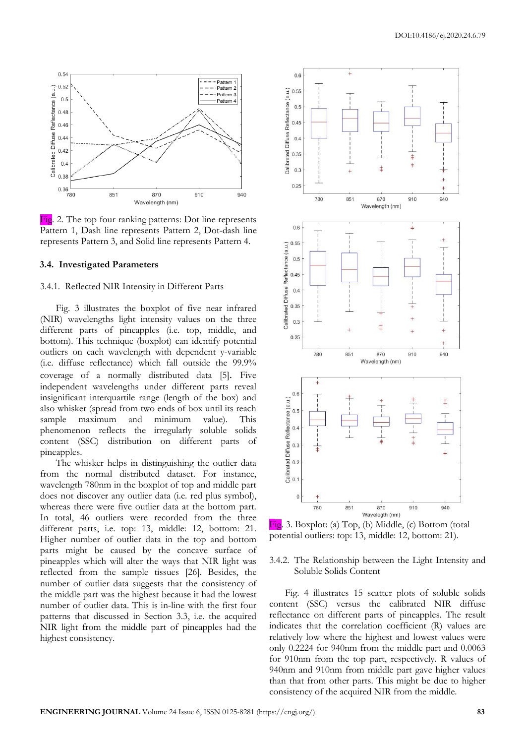Fig. 2. The top four ranking patterns: Dot line represents Pattern 1, Dash line represents Pattern 2, Dot-dash line represents Pattern 3, and Solid line represents Pattern 4.

### 3.4. Investigated Parameters

#### 3.4.1. Reflected NIR Intensity in Different Parts

Fig. 3 illustrates the boxplot of five near infrared (NIR) wavelengths light intensity values on the three different parts of pineapples (i.e. top, middle, and bottom). This technique (boxplot) can identify potential outliers on each wavelength with dependent y-variable (i.e. diffuse reflectance) which fall outside the 99.9% coverage of a normally distributed data [5]. Five independent wavelengths under different parts reveal insignificant interquartile range (length of the box) and also whisker (spread from two ends of box until its reach sample maximum and minimum value). This phenomenon reflects the irregularly soluble solids content (SSC) distribution on different parts of pineapples.

The whisker helps in distinguishing the outlier data from the normal distributed dataset. For instance, wavelength 780nm in the boxplot of top and middle part does not discover any outlier data (i.e. red plus symbol), whereas there were five outlier data at the bottom part. In total, 46 outliers were recorded from the three different parts, i.e. top: 13, middle: 12, bottom: 21. Higher number of outlier data in the top and bottom parts might be caused by the concave surface of pineapples which will alter the ways that NIR light was reflected from the sample tissues [26]. Besides, the number of outlier data suggests that the consistency of the middle part was the highest because it had the lowest number of outlier data. This is in-line with the first four patterns that discussed in Section 3.3, i.e. the acquired NIR light from the middle part of pineapples had the highest consistency.

Fig. 3. Boxplot: (a) Top, (b) Middle, (c) Bottom (total potential outliers: top: 13, middle: 12, bottom: 21).

#### 3.4.2. The Relationship between the Light Intensity and Soluble Solids Content

Fig. 4 illustrates 15 scatter plots of soluble solids content (SSC) versus the calibrated NIR diffuse reflectance on different parts of pineapples. The result indicates that the correlation coefficient (R) values are relatively low where the highest and lowest values were only 0.2224 for 940nm from the middle part and 0.0063 for 910nm from the top part, respectively. R values of 940nm and 910nm from middle part gave higher values than that from other parts. This might be due to higher consistency of the acquired NIR from the middle.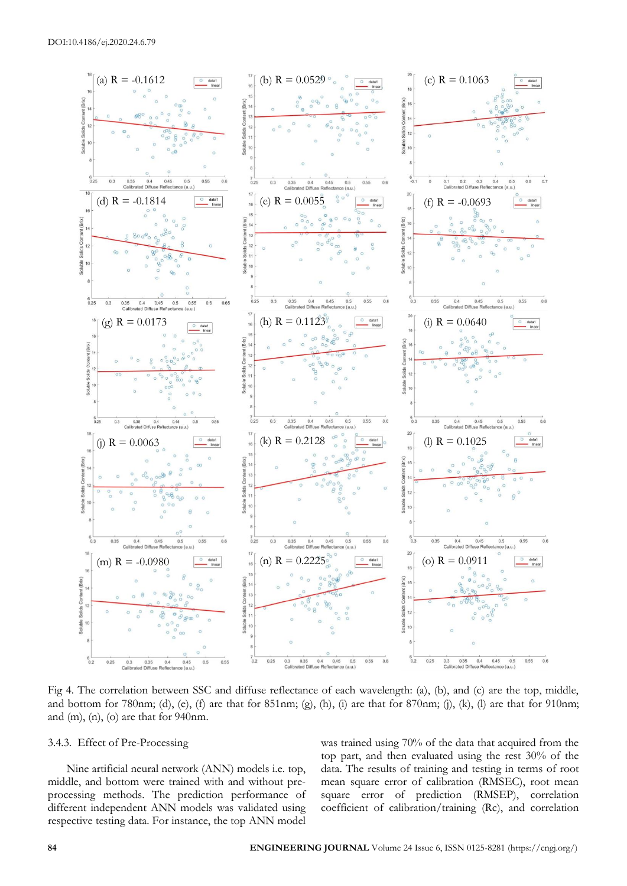Fig 4. The correlation between SSC and diffuse reflectance of each wavelength: (a), (b), and (c) are the top, middle, and bottom for 780nm; (d), (e), (f) are that for 851nm; (g), (h), (i) are that for 870nm; (j), (k), (l) are that for 910nm; and (m), (n), (o) are that for 940nm.

#### 3.4.3. Effect of Pre-Processing

Nine artificial neural network (ANN) models i.e. top, middle, and bottom were trained with and without pre-processing methods. The prediction performance of different independent ANN models was validated using respective testing data. For instance, the top ANN model was trained using 70% of the data that acquired from the top part, and then evaluated using the rest 30% of the data. The results of training and testing in terms of root mean square error of calibration (RMSEC), root mean square error of prediction (RMSEP), correlation coefficient of calibration/training (Rc), and correlation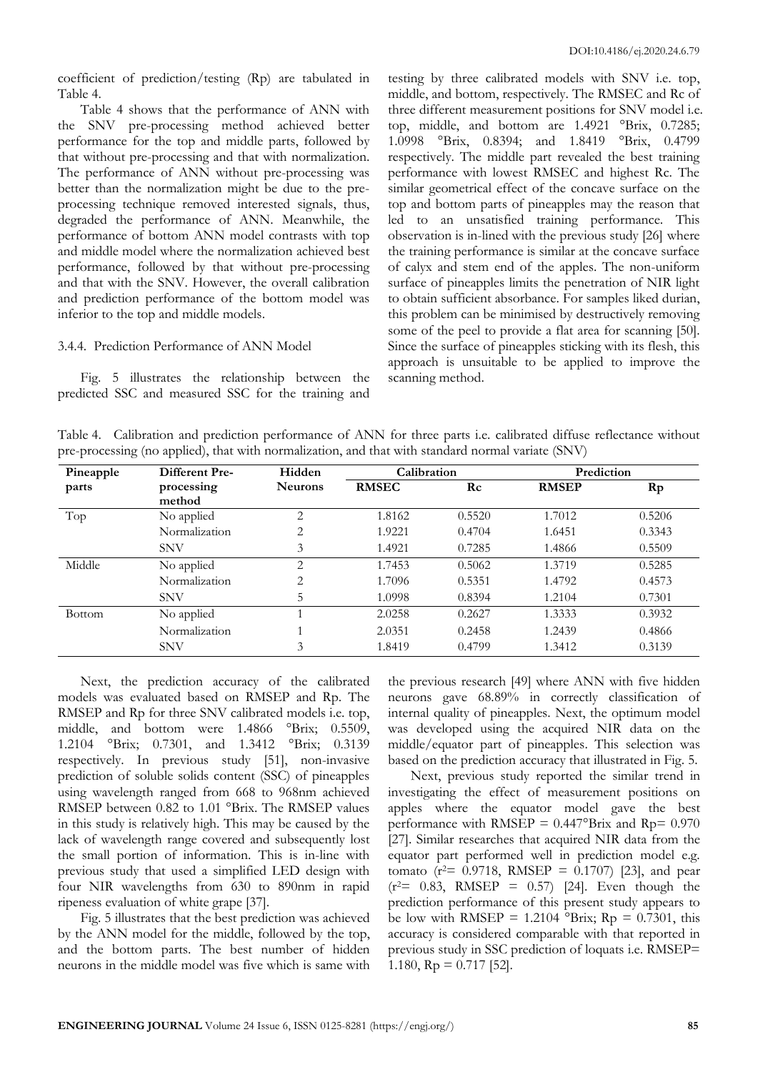coefficient of prediction/testing (Rp) are tabulated in Table 4.

Table 4 shows that the performance of ANN with the SNV pre-processing method achieved better performance for the top and middle parts, followed by that without pre-processing and that with normalization. The performance of ANN without pre-processing was better than the normalization might be due to the pre-processing technique removed interested signals, thus, degraded the performance of ANN. Meanwhile, the performance of bottom ANN model contrasts with top and middle model where the normalization achieved best performance, followed by that without pre-processing and that with the SNV. However, the overall calibration and prediction performance of the bottom model was inferior to the top and middle models.

### 3.4.4. Prediction Performance of ANN Model

Fig. 5 illustrates the relationship between the predicted SSC and measured SSC for the training and testing by three calibrated models with SNV i.e. top, middle, and bottom, respectively. The RMSEC and Rc of three different measurement positions for SNV model i.e. top, middle, and bottom are 1.4921 °Brix, 0.7285; 1.0998 °Brix, 0.8394; and 1.8419 °Brix, 0.4799 respectively. The middle part revealed the best training performance with lowest RMSEC and highest Rc. The similar geometrical effect of the concave surface on the top and bottom parts of pineapples may the reason that led to an unsatisfied training performance. This observation is in-lined with the previous study [26] where the training performance is similar at the concave surface of calyx and stem end of the apples. The non-uniform surface of pineapples limits the penetration of NIR light to obtain sufficient absorbance. For samples liked durian, this problem can be minimised by destructively removing some of the peel to provide a flat area for scanning [50]. Since the surface of pineapples sticking with its flesh, this approach is unsuitable to be applied to improve the scanning method.

Table 4. Calibration and prediction performance of ANN for three parts i.e. calibrated diffuse reflectance without pre-processing (no applied), that with normalization, and that with standard normal variate (SNV)

| Pineapple parts | Different Pre-processing method | Hidden Neurons | Calibration | | Prediction | |
|---|---|---|---|---|---|---|
| | | | RMSEC | Rc | RMSEP | Rp |
| Top | No applied | 2 | 1.8162 | 0.5520 | 1.7012 | 0.5206 |
| | Normalization | 2 | 1.9221 | 0.4704 | 1.6451 | 0.3343 |
| | SNV | 3 | 1.4921 | 0.7285 | 1.4866 | 0.5509 |
| Middle | No applied | 2 | 1.7453 | 0.5062 | 1.3719 | 0.5285 |
| | Normalization | 2 | 1.7096 | 0.5351 | 1.4792 | 0.4573 |
| | SNV | 5 | 1.0998 | 0.8394 | 1.2104 | 0.7301 |
| Bottom | No applied | 1 | 2.0258 | 0.2627 | 1.3333 | 0.3932 |
| | Normalization | 1 | 2.0351 | 0.2458 | 1.2439 | 0.4866 |
| | SNV | 3 | 1.8419 | 0.4799 | 1.3412 | 0.3139 |

Next, the prediction accuracy of the calibrated models was evaluated based on RMSEP and Rp. The RMSEP and Rp for three SNV calibrated models i.e. top, middle, and bottom were 1.4866 °Brix; 0.5509, 1.2104 °Brix; 0.7301, and 1.3412 °Brix; 0.3139 respectively. In previous study [51], non-invasive prediction of soluble solids content (SSC) of pineapples using wavelength ranged from 668 to 968nm achieved RMSEP between 0.82 to 1.01 °Brix. The RMSEP values in this study is relatively high. This may be caused by the lack of wavelength range covered and subsequently lost the small portion of information. This is in-line with previous study that used a simplified LED design with four NIR wavelengths from 630 to 890nm in rapid ripeness evaluation of white grape [37].

Fig. 5 illustrates that the best prediction was achieved by the ANN model for the middle, followed by the top, and the bottom parts. The best number of hidden neurons in the middle model was five which is same with the previous research [49] where ANN with five hidden neurons gave 68.89% in correctly classification of internal quality of pineapples. Next, the optimum model was developed using the acquired NIR data on the middle/equator part of pineapples. This selection was based on the prediction accuracy that illustrated in Fig. 5.

Next, previous study reported the similar trend in investigating the effect of measurement positions on apples where the equator model gave the best performance with RMSEP = 0.447°Brix and Rp= 0.970 [27]. Similar researches that acquired NIR data from the equator part performed well in prediction model e.g. tomato ($r^2$= 0.9718, RMSEP = 0.1707) [23], and pear ($r^2$= 0.83, RMSEP = 0.57) [24]. Even though the prediction performance of this present study appears to be low with RMSEP = 1.2104 °Brix; Rp = 0.7301, this accuracy is considered comparable with that reported in previous study in SSC prediction of loquats i.e. RMSEP= 1.180, Rp = 0.717 [52].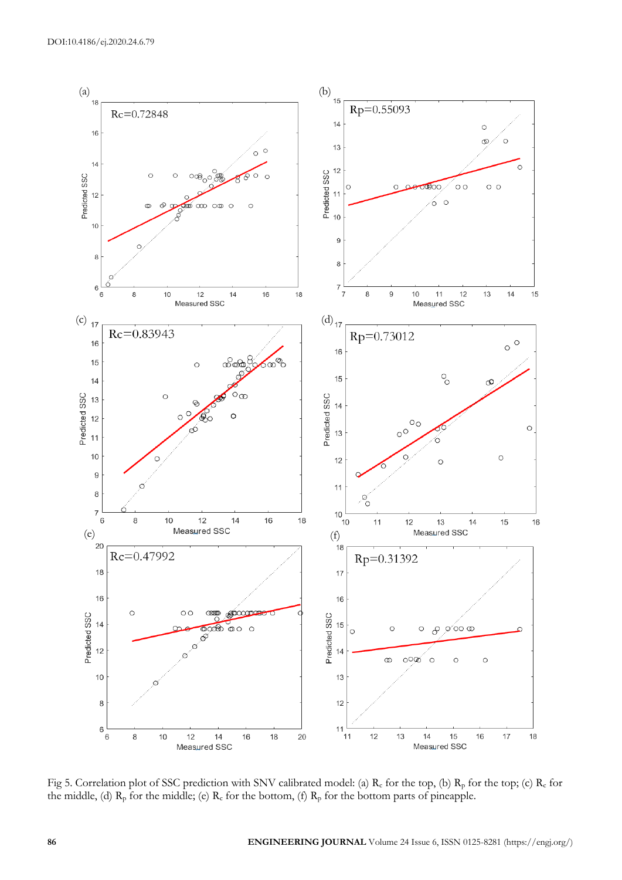(a)

Rc=0.72848

(b)

Rp=0.55093

(c)

Rc=0.83943

(d)

Rp=0.73012

(e)

Rc=0.47992

(f)

Rp=0.31392

Fig 5. Correlation plot of SSC prediction with SNV calibrated model: (a) $R_c$ for the top, (b) $R_p$ for the top; (c) $R_c$ for the middle, (d) $R_p$ for the middle; (e) $R_c$ for the bottom, (f) $R_p$ for the bottom parts of pineapple.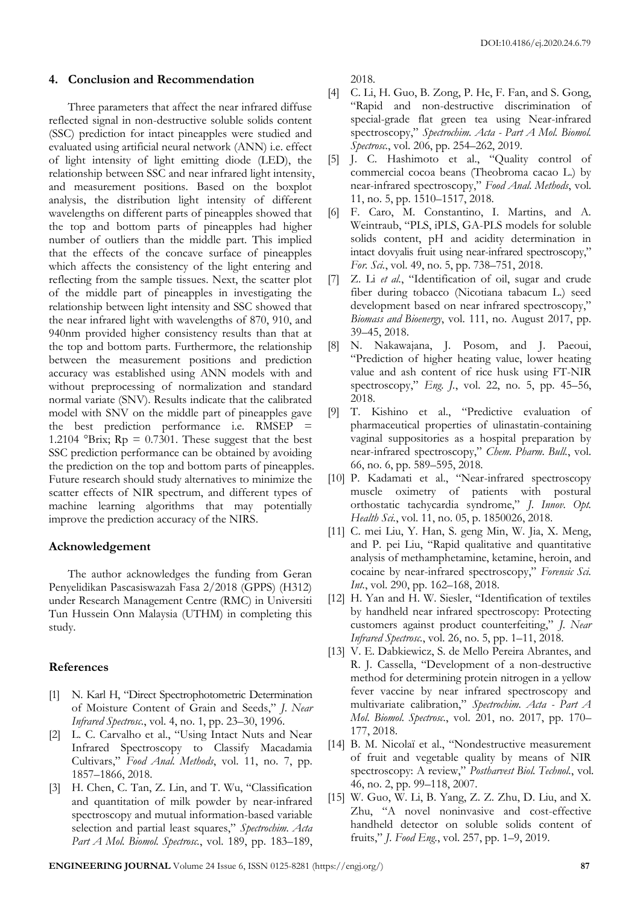## 4. Conclusion and Recommendation

Three parameters that affect the near infrared diffuse reflected signal in non-destructive soluble solids content (SSC) prediction for intact pineapples were studied and evaluated using artificial neural network (ANN) i.e. effect of light intensity of light emitting diode (LED), the relationship between SSC and near infrared light intensity, and measurement positions. Based on the boxplot analysis, the distribution light intensity of different wavelengths on different parts of pineapples showed that the top and bottom parts of pineapples had higher number of outliers than the middle part. This implied that the effects of the concave surface of pineapples which affects the consistency of the light entering and reflecting from the sample tissues. Next, the scatter plot of the middle part of pineapples in investigating the relationship between light intensity and SSC showed that the near infrared light with wavelengths of 870, 910, and 940nm provided higher consistency results than that at the top and bottom parts. Furthermore, the relationship between the measurement positions and prediction accuracy was established using ANN models with and without preprocessing of normalization and standard normal variate (SNV). Results indicate that the calibrated model with SNV on the middle part of pineapples gave the best prediction performance i.e. RMSEP = 1.2104 °Brix; $R_p$ = 0.7301. These suggest that the best SSC prediction performance can be obtained by avoiding the prediction on the top and bottom parts of pineapples. Future research should study alternatives to minimize the scatter effects of NIR spectrum, and different types of machine learning algorithms that may potentially improve the prediction accuracy of the NIRS.

## Acknowledgement

The author acknowledges the funding from Geran Penyelidikan Pascasiswazah Fasa 2/2018 (GPPS) (H312) under Research Management Centre (RMC) in Universiti Tun Hussein Onn Malaysia (UTHM) in completing this study.

## References

[1] N. Karl H, "Direct Spectrophotometric Determination of Moisture Content of Grain and Seeds," *J. Near Infrared Spectrosc.*, vol. 4, no. 1, pp. 23–30, 1996.

[2] L. C. Carvalho et al., "Using Intact Nuts and Near Infrared Spectroscopy to Classify Macadamia Cultivars," *Food Anal. Methods*, vol. 11, no. 7, pp. 1857–1866, 2018.

[3] H. Chen, C. Tan, Z. Lin, and T. Wu, "Classification and quantitation of milk powder by near-infrared spectroscopy and mutual information-based variable selection and partial least squares," *Spectrochim. Acta Part A Mol. Biomol. Spectrosc.*, vol. 189, pp. 183–189, 2018.

[4] C. Li, H. Guo, B. Zong, P. He, F. Fan, and S. Gong, "Rapid and non-destructive discrimination of special-grade flat green tea using Near-infrared spectroscopy," *Spectrochim. Acta - Part A Mol. Biomol. Spectrosc.*, vol. 206, pp. 254–262, 2019.

[5] J. C. Hashimoto et al., "Quality control of commercial cocoa beans (Theobroma cacao L.) by near-infrared spectroscopy," *Food Anal. Methods*, vol. 11, no. 5, pp. 1510–1517, 2018.

[6] F. Caro, M. Constantino, I. Martins, and A. Weintraub, "PLS, iPLS, GA-PLS models for soluble solids content, pH and acidity determination in intact dovyalis fruit using near-infrared spectroscopy," *For. Sci.*, vol. 49, no. 5, pp. 738–751, 2018.

[7] Z. Li *et al.*, "Identification of oil, sugar and crude fiber during tobacco (Nicotiana tabacum L.) seed development based on near infrared spectroscopy," *Biomass and Bioenergy*, vol. 111, no. August 2017, pp. 39–45, 2018.

[8] N. Nakawajana, J. Posom, and J. Paeoui, "Prediction of higher heating value, lower heating value and ash content of rice husk using FT-NIR spectroscopy," *Eng. J.*, vol. 22, no. 5, pp. 45–56, 2018.

[9] T. Kishino et al., "Predictive evaluation of pharmaceutical properties of ulinastatin-containing vaginal suppositories as a hospital preparation by near-infrared spectroscopy," *Chem. Pharm. Bull.*, vol. 66, no. 6, pp. 589–595, 2018.

[10] P. Kadamati et al., "Near-infrared spectroscopy muscle oximetry of patients with postural orthostatic tachycardia syndrome," *J. Innov. Opt. Health Sci.*, vol. 11, no. 05, p. 1850026, 2018.

[11] C. mei Liu, Y. Han, S. geng Min, W. Jia, X. Meng, and P. pei Liu, "Rapid qualitative and quantitative analysis of methamphetamine, ketamine, heroin, and cocaine by near-infrared spectroscopy," *Forensic Sci. Int.*, vol. 290, pp. 162–168, 2018.

[12] H. Yan and H. W. Siesler, "Identification of textiles by handheld near infrared spectroscopy: Protecting customers against product counterfeiting," *J. Near Infrared Spectrosc.*, vol. 26, no. 5, pp. 1–11, 2018.

[13] V. E. Dabkiewicz, S. de Mello Pereira Abrantes, and R. J. Cassella, "Development of a non-destructive method for determining protein nitrogen in a yellow fever vaccine by near infrared spectroscopy and multivariate calibration," *Spectrochim. Acta - Part A Mol. Biomol. Spectrosc.*, vol. 201, no. 2017, pp. 170–177, 2018.

[14] B. M. Nicolaï et al., "Nondestructive measurement of fruit and vegetable quality by means of NIR spectroscopy: A review," *Postharvest Biol. Technol.*, vol. 46, no. 2, pp. 99–118, 2007.

[15] W. Guo, W. Li, B. Yang, Z. Z. Zhu, D. Liu, and X. Zhu, "A novel noninvasive and cost-effective handheld detector on soluble solids content of fruits," *J. Food Eng.*, vol. 257, pp. 1–9, 2019.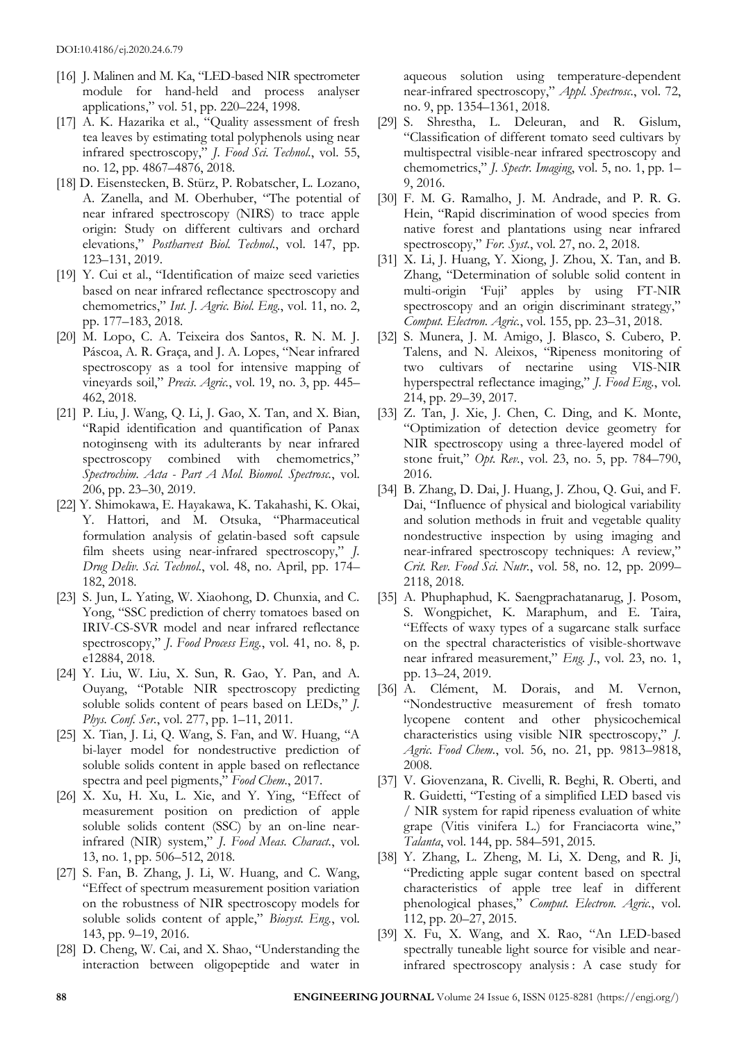- [16] J. Malinen and M. Ka, "LED-based NIR spectrometer module for hand-held and process analyser applications," vol. 51, pp. 220–224, 1998.
- [17] A. K. Hazarika et al., "Quality assessment of fresh tea leaves by estimating total polyphenols using near infrared spectroscopy," *J. Food Sci. Technol.*, vol. 55, no. 12, pp. 4867–4876, 2018.
- [18] D. Eisenstecken, B. Stürz, P. Robatscher, L. Lozano, A. Zanella, and M. Oberhuber, "The potential of near infrared spectroscopy (NIRS) to trace apple origin: Study on different cultivars and orchard elevations," *Postharvest Biol. Technol.*, vol. 147, pp. 123–131, 2019.
- [19] Y. Cui et al., "Identification of maize seed varieties based on near infrared reflectance spectroscopy and chemometrics," *Int. J. Agric. Biol. Eng.*, vol. 11, no. 2, pp. 177–183, 2018.
- [20] M. Lopo, C. A. Teixeira dos Santos, R. N. M. J. Páscoa, A. R. Graça, and J. A. Lopes, "Near infrared spectroscopy as a tool for intensive mapping of vineyards soil," *Precis. Agric.*, vol. 19, no. 3, pp. 445–462, 2018.
- [21] P. Liu, J. Wang, Q. Li, J. Gao, X. Tan, and X. Bian, "Rapid identification and quantification of Panax notoginseng with its adulterants by near infrared spectroscopy combined with chemometrics," *Spectrochim. Acta - Part A Mol. Biomol. Spectrosc.*, vol. 206, pp. 23–30, 2019.
- [22] Y. Shimokawa, E. Hayakawa, K. Takahashi, K. Okai, Y. Hattori, and M. Otsuka, "Pharmaceutical formulation analysis of gelatin-based soft capsule film sheets using near-infrared spectroscopy," *J. Drug Deliv. Sci. Technol.*, vol. 48, no. April, pp. 174–182, 2018.
- [23] S. Jun, L. Yating, W. Xiaohong, D. Chunxia, and C. Yong, "SSC prediction of cherry tomatoes based on IRIV-CS-SVR model and near infrared reflectance spectroscopy," *J. Food Process Eng.*, vol. 41, no. 8, p. e12884, 2018.
- [24] Y. Liu, W. Liu, X. Sun, R. Gao, Y. Pan, and A. Ouyang, "Potable NIR spectroscopy predicting soluble solids content of pears based on LEDs," *J. Phys. Conf. Ser.*, vol. 277, pp. 1–11, 2011.
- [25] X. Tian, J. Li, Q. Wang, S. Fan, and W. Huang, "A bi-layer model for nondestructive prediction of soluble solids content in apple based on reflectance spectra and peel pigments," *Food Chem.*, 2017.
- [26] X. Xu, H. Xu, L. Xie, and Y. Ying, "Effect of measurement position on prediction of apple soluble solids content (SSC) by an on-line near-infrared (NIR) system," *J. Food Meas. Charact.*, vol. 13, no. 1, pp. 506–512, 2018.
- [27] S. Fan, B. Zhang, J. Li, W. Huang, and C. Wang, "Effect of spectrum measurement position variation on the robustness of NIR spectroscopy models for soluble solids content of apple," *Biosyst. Eng.*, vol. 143, pp. 9–19, 2016.
- [28] D. Cheng, W. Cai, and X. Shao, "Understanding the interaction between oligopeptide and water in aqueous solution using temperature-dependent near-infrared spectroscopy," *Appl. Spectrosc.*, vol. 72, no. 9, pp. 1354–1361, 2018.
- [29] S. Shrestha, L. Deleuran, and R. Gislum, "Classification of different tomato seed cultivars by multispectral visible-near infrared spectroscopy and chemometrics," *J. Spectr. Imaging*, vol. 5, no. 1, pp. 1–9, 2016.
- [30] F. M. G. Ramalho, J. M. Andrade, and P. R. G. Hein, "Rapid discrimination of wood species from native forest and plantations using near infrared spectroscopy," *For. Syst.*, vol. 27, no. 2, 2018.
- [31] X. Li, J. Huang, Y. Xiong, J. Zhou, X. Tan, and B. Zhang, "Determination of soluble solid content in multi-origin 'Fuji' apples by using FT-NIR spectroscopy and an origin discriminant strategy," *Comput. Electron. Agric.*, vol. 155, pp. 23–31, 2018.
- [32] S. Munera, J. M. Amigo, J. Blasco, S. Cubero, P. Talens, and N. Aleixos, "Ripeness monitoring of two cultivars of nectarine using VIS-NIR hyperspectral reflectance imaging," *J. Food Eng.*, vol. 214, pp. 29–39, 2017.
- [33] Z. Tan, J. Xie, J. Chen, C. Ding, and K. Monte, "Optimization of detection device geometry for NIR spectroscopy using a three-layered model of stone fruit," *Opt. Rev.*, vol. 23, no. 5, pp. 784–790, 2016.
- [34] B. Zhang, D. Dai, J. Huang, J. Zhou, Q. Gui, and F. Dai, "Influence of physical and biological variability and solution methods in fruit and vegetable quality nondestructive inspection by using imaging and near-infrared spectroscopy techniques: A review," *Crit. Rev. Food Sci. Nutr.*, vol. 58, no. 12, pp. 2099–2118, 2018.
- [35] A. Phuphaphud, K. Saengprachatanarug, J. Posom, S. Wongpichet, K. Maraphum, and E. Taira, "Effects of waxy types of a sugarcane stalk surface on the spectral characteristics of visible-shortwave near infrared measurement," *Eng. J.*, vol. 23, no. 1, pp. 13–24, 2019.
- [36] A. Clément, M. Dorais, and M. Vernon, "Nondestructive measurement of fresh tomato lycopene content and other physicochemical characteristics using visible NIR spectroscopy," *J. Agric. Food Chem.*, vol. 56, no. 21, pp. 9813–9818, 2008.
- [37] V. Giovenzana, R. Civelli, R. Beghi, R. Oberti, and R. Guidetti, "Testing of a simplified LED based vis / NIR system for rapid ripeness evaluation of white grape (Vitis vinifera L.) for Franciacorta wine," *Talanta*, vol. 144, pp. 584–591, 2015.
- [38] Y. Zhang, L. Zheng, M. Li, X. Deng, and R. Ji, "Predicting apple sugar content based on spectral characteristics of apple tree leaf in different phenological phases," *Comput. Electron. Agric.*, vol. 112, pp. 20–27, 2015.
- [39] X. Fu, X. Wang, and X. Rao, "An LED-based spectrally tuneable light source for visible and near-infrared spectroscopy analysis : A case study for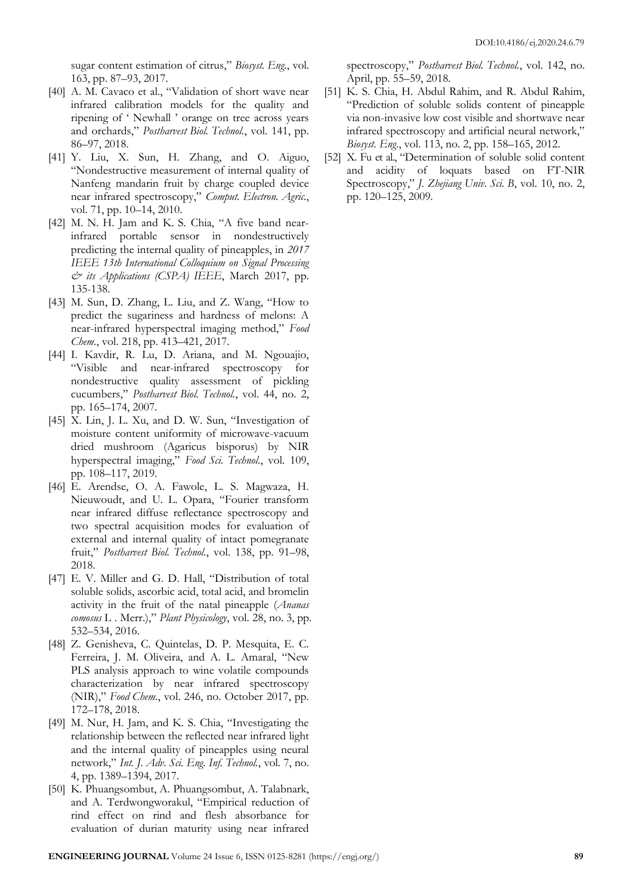sugar content estimation of citrus," *Biosyst. Eng.*, vol. 163, pp. 87–93, 2017.

[40] A. M. Cavaco et al., "Validation of short wave near infrared calibration models for the quality and ripening of ' Newhall ' orange on tree across years and orchards," *Postharvest Biol. Technol.*, vol. 141, pp. 86–97, 2018.

[41] Y. Liu, X. Sun, H. Zhang, and O. Aiguo, "Nondestructive measurement of internal quality of Nanfeng mandarin fruit by charge coupled device near infrared spectroscopy," *Comput. Electron. Agric.*, vol. 71, pp. 10–14, 2010.

[42] M. N. H. Jam and K. S. Chia, "A five band near-infrared portable sensor in nondestructively predicting the internal quality of pineapples, in *2017 IEEE 13th International Colloquium on Signal Processing & its Applications (CSPA) IEEE*, March 2017, pp. 135-138.

[43] M. Sun, D. Zhang, L. Liu, and Z. Wang, "How to predict the sugariness and hardness of melons: A near-infrared hyperspectral imaging method," *Food Chem.*, vol. 218, pp. 413–421, 2017.

[44] I. Kavdir, R. Lu, D. Ariana, and M. Ngouajio, "Visible and near-infrared spectroscopy for nondestructive quality assessment of pickling cucumbers," *Postharvest Biol. Technol.*, vol. 44, no. 2, pp. 165–174, 2007.

[45] X. Lin, J. L. Xu, and D. W. Sun, "Investigation of moisture content uniformity of microwave-vacuum dried mushroom (Agaricus bisporus) by NIR hyperspectral imaging," *Food Sci. Technol.*, vol. 109, pp. 108–117, 2019.

[46] E. Arendse, O. A. Fawole, L. S. Magwaza, H. Nieuwoudt, and U. L. Opara, "Fourier transform near infrared diffuse reflectance spectroscopy and two spectral acquisition modes for evaluation of external and internal quality of intact pomegranate fruit," *Postharvest Biol. Technol.*, vol. 138, pp. 91–98, 2018.

[47] E. V. Miller and G. D. Hall, "Distribution of total soluble solids, ascorbic acid, total acid, and bromelin activity in the fruit of the natal pineapple (*Ananas comosus* L . Merr.)," *Plant Physicology*, vol. 28, no. 3, pp. 532–534, 2016.

[48] Z. Genisheva, C. Quintelas, D. P. Mesquita, E. C. Ferreira, J. M. Oliveira, and A. L. Amaral, "New PLS analysis approach to wine volatile compounds characterization by near infrared spectroscopy (NIR)," *Food Chem.*, vol. 246, no. October 2017, pp. 172–178, 2018.

[49] M. Nur, H. Jam, and K. S. Chia, "Investigating the relationship between the reflected near infrared light and the internal quality of pineapples using neural network," *Int. J. Adv. Sci. Eng. Inf. Technol.*, vol. 7, no. 4, pp. 1389–1394, 2017.

[50] K. Phuangsombut, A. Phuangsombut, A. Talabnark, and A. Terdwongworakul, "Empirical reduction of rind effect on rind and flesh absorbance for evaluation of durian maturity using near infrared spectroscopy," *Postharvest Biol. Technol.*, vol. 142, no. April, pp. 55–59, 2018.

[51] K. S. Chia, H. Abdul Rahim, and R. Abdul Rahim, "Prediction of soluble solids content of pineapple via non-invasive low cost visible and shortwave near infrared spectroscopy and artificial neural network," *Biosyst. Eng.*, vol. 113, no. 2, pp. 158–165, 2012.

[52] X. Fu et al., "Determination of soluble solid content and acidity of loquats based on FT-NIR Spectroscopy," *J. Zhejiang Univ. Sci. B*, vol. 10, no. 2, pp. 120–125, 2009.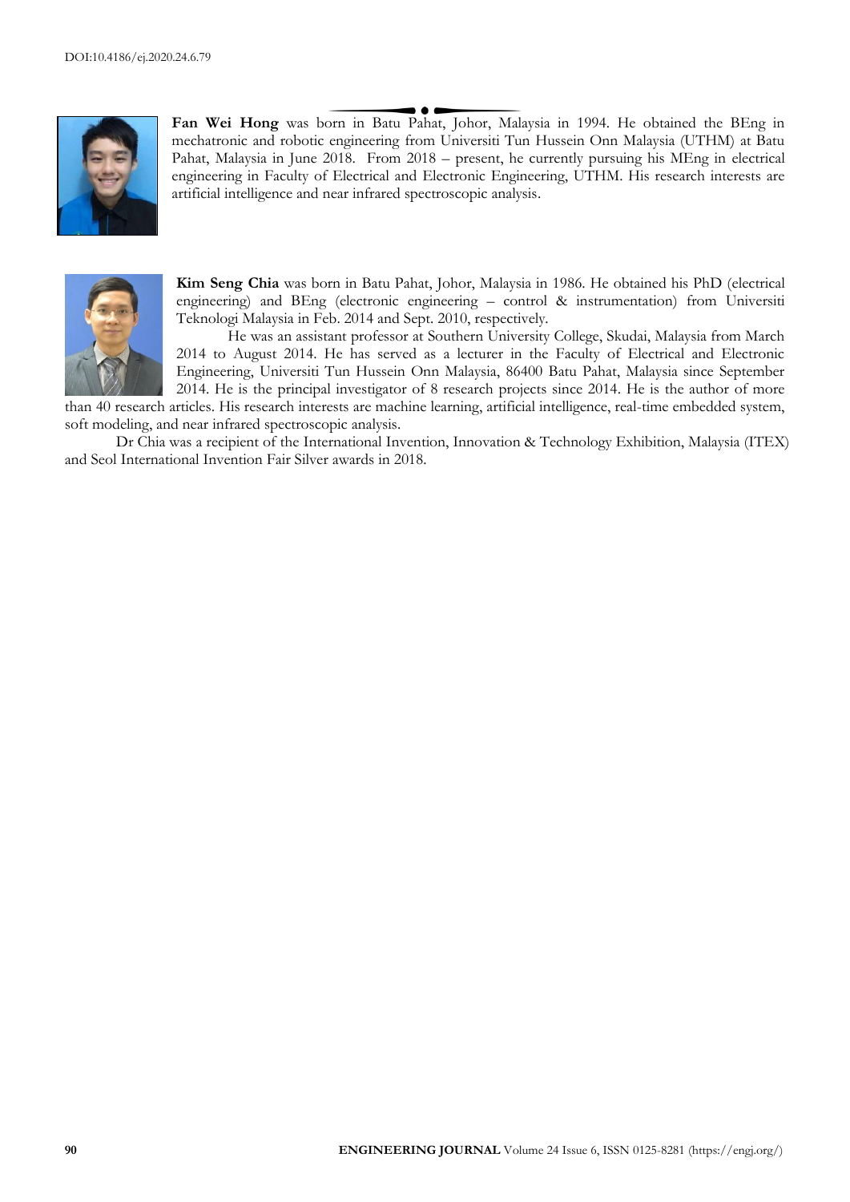**Fan Wei Hong** was born in Batu Pahat, Johor, Malaysia in 1994. He obtained the BEng in mechatronic and robotic engineering from Universiti Tun Hussein Onn Malaysia (UTHM) at Batu Pahat, Malaysia in June 2018. From 2018 – present, he currently pursuing his MEng in electrical engineering in Faculty of Electrical and Electronic Engineering, UTHM. His research interests are artificial intelligence and near infrared spectroscopic analysis.

**Kim Seng Chia** was born in Batu Pahat, Johor, Malaysia in 1986. He obtained his PhD (electrical engineering) and BEng (electronic engineering – control & instrumentation) from Universiti Teknologi Malaysia in Feb. 2014 and Sept. 2010, respectively.

He was an assistant professor at Southern University College, Skudai, Malaysia from March 2014 to August 2014. He has served as a lecturer in the Faculty of Electrical and Electronic Engineering, Universiti Tun Hussein Onn Malaysia, 86400 Batu Pahat, Malaysia since September 2014. He is the principal investigator of 8 research projects since 2014. He is the author of more than 40 research articles. His research interests are machine learning, artificial intelligence, real-time embedded system, soft modeling, and near infrared spectroscopic analysis.

Dr Chia was a recipient of the International Invention, Innovation & Technology Exhibition, Malaysia (ITEX) and Seol International Invention Fair Silver awards in 2018.